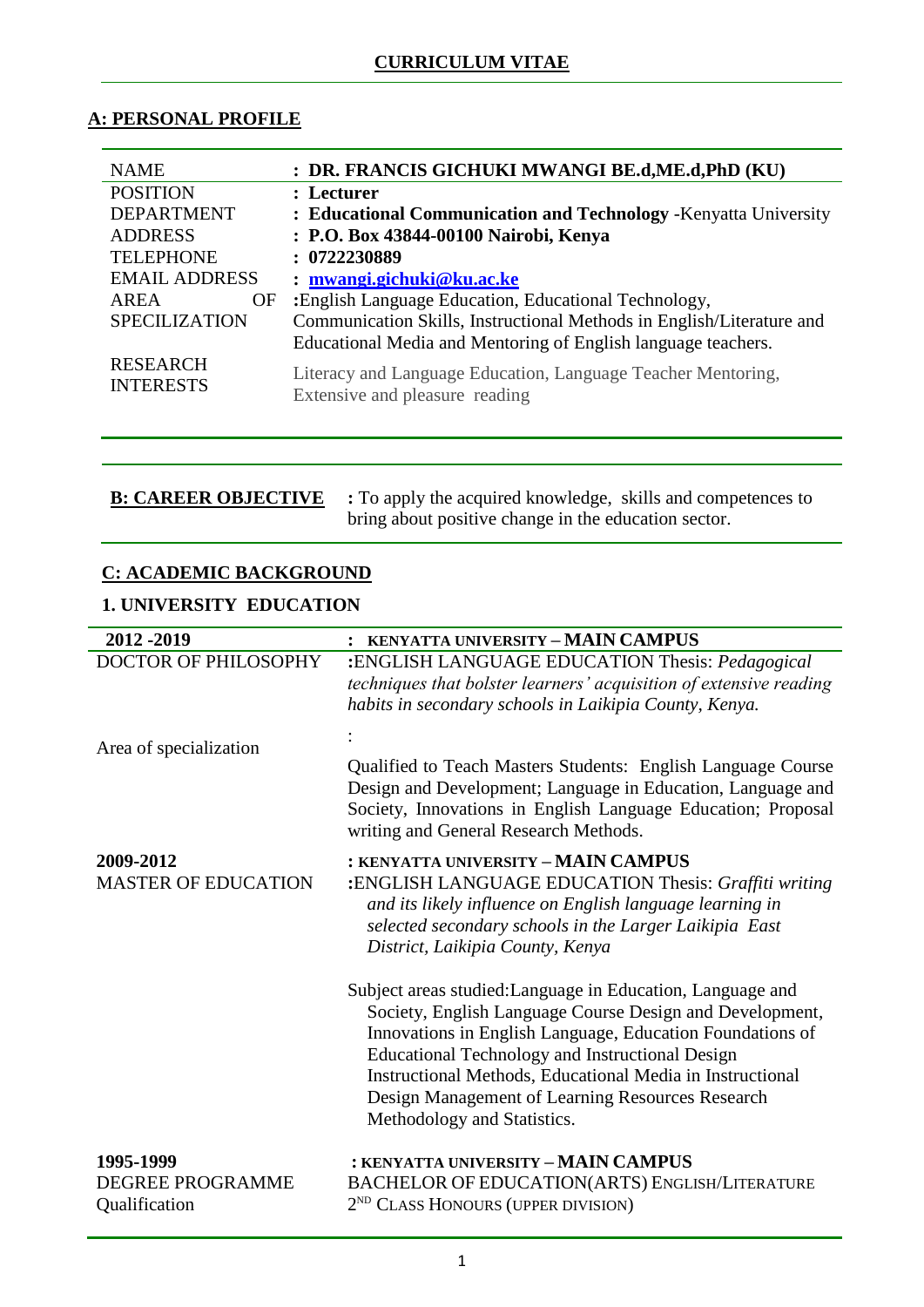## CURRICULUM VITAE

### A: PERSONAL PROFILE

| | |
|---|---|
| NAME | : **DR. FRANCIS GICHUKI MWANGI BE.d,ME.d,PhD (KU)** |
| POSITION | : **Lecturer** |
| DEPARTMENT | : **Educational Communication and Technology** -Kenyatta University |
| ADDRESS | : **P.O. Box 43844-00100 Nairobi, Kenya** |
| TELEPHONE | : **0722230889** |
| EMAIL ADDRESS | : **mwangi.gichuki@ku.ac.ke** |
| AREA OF SPECILIZATION | :English Language Education, Educational Technology, Communication Skills, Instructional Methods in English/Literature and Educational Media and Mentoring of English language teachers. |
| RESEARCH INTERESTS | Literacy and Language Education, Language Teacher Mentoring, Extensive and pleasure reading |

### B: CAREER OBJECTIVE

: To apply the acquired knowledge, skills and competences to bring about positive change in the education sector.

### C: ACADEMIC BACKGROUND

#### 1. UNIVERSITY EDUCATION

| | |
|---|---|
| **2012 -2019** | : KENYATTA UNIVERSITY – MAIN CAMPUS |
| DOCTOR OF PHILOSOPHY | :ENGLISH LANGUAGE EDUCATION Thesis: *Pedagogical techniques that bolster learners' acquisition of extensive reading habits in secondary schools in Laikipia County, Kenya.* |
| Area of specialization | : Qualified to Teach Masters Students: English Language Course Design and Development; Language in Education, Language and Society, Innovations in English Language Education; Proposal writing and General Research Methods. |
| **2009-2012** | : KENYATTA UNIVERSITY – MAIN CAMPUS |
| MASTER OF EDUCATION | :ENGLISH LANGUAGE EDUCATION Thesis: *Graffiti writing and its likely influence on English language learning in selected secondary schools in the Larger Laikipia East District, Laikipia County, Kenya* |
| | Subject areas studied:Language in Education, Language and Society, English Language Course Design and Development, Innovations in English Language, Education Foundations of Educational Technology and Instructional Design Instructional Methods, Educational Media in Instructional Design Management of Learning Resources Research Methodology and Statistics. |
| **1995-1999** | : KENYATTA UNIVERSITY – MAIN CAMPUS |
| DEGREE PROGRAMME Qualification | BACHELOR OF EDUCATION(ARTS) ENGLISH/LITERATURE 2ND CLASS HONOURS (UPPER DIVISION) |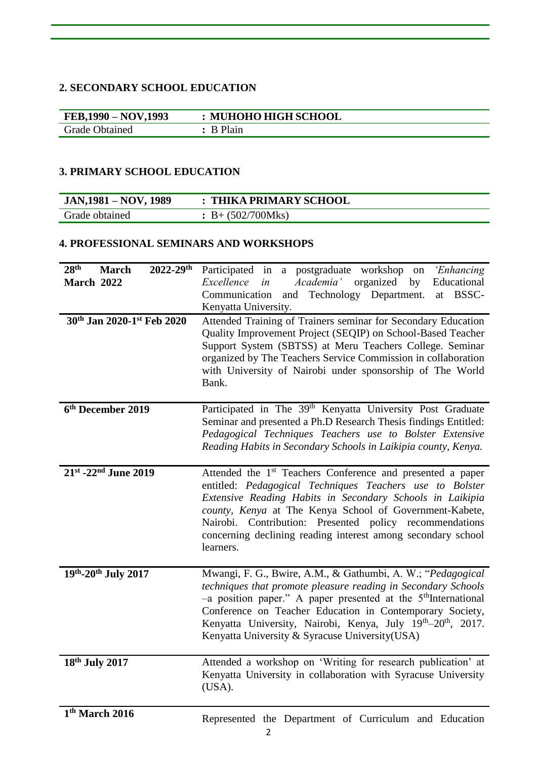## 2. SECONDARY SCHOOL EDUCATION

| **FEB,1990 – NOV,1993** | **: MUHOHO HIGH SCHOOL** |
|---|---|
| Grade Obtained | **:** B Plain |

## 3. PRIMARY SCHOOL EDUCATION

| **JAN,1981 – NOV, 1989** | **: THIKA PRIMARY SCHOOL** |
|---|---|
| Grade obtained | **:** B+ (502/700Mks) |

## 4. PROFESSIONAL SEMINARS AND WORKSHOPS

| | |
|---|---|
| **28th March 2022-29th March 2022** | Participated in a postgraduate workshop on *'Enhancing Excellence in Academia'* organized by Educational Communication and Technology Department. at BSSC-Kenyatta University. |
| **30th Jan 2020-1st Feb 2020** | Attended Training of Trainers seminar for Secondary Education Quality Improvement Project (SEQIP) on School-Based Teacher Support System (SBTSS) at Meru Teachers College. Seminar organized by The Teachers Service Commission in collaboration with University of Nairobi under sponsorship of The World Bank. |
| **6th December 2019** | Participated in The 39th Kenyatta University Post Graduate Seminar and presented a Ph.D Research Thesis findings Entitled: *Pedagogical Techniques Teachers use to Bolster Extensive Reading Habits in Secondary Schools in Laikipia county, Kenya.* |
| **21st -22nd June 2019** | Attended the 1st Teachers Conference and presented a paper entitled: *Pedagogical Techniques Teachers use to Bolster Extensive Reading Habits in Secondary Schools in Laikipia county, Kenya* at The Kenya School of Government-Kabete, Nairobi. Contribution: Presented policy recommendations concerning declining reading interest among secondary school learners. |
| **19th-20th July 2017** | Mwangi, F. G., Bwire, A.M., & Gathumbi, A. W.; "*Pedagogical techniques that promote pleasure reading in Secondary Schools* –a position paper." A paper presented at the 5thInternational Conference on Teacher Education in Contemporary Society, Kenyatta University, Nairobi, Kenya, July 19th–20th, 2017. Kenyatta University & Syracuse University(USA) |
| **18th July 2017** | Attended a workshop on 'Writing for research publication' at Kenyatta University in collaboration with Syracuse University (USA). |
| **1th March 2016** | Represented the Department of Curriculum and Education |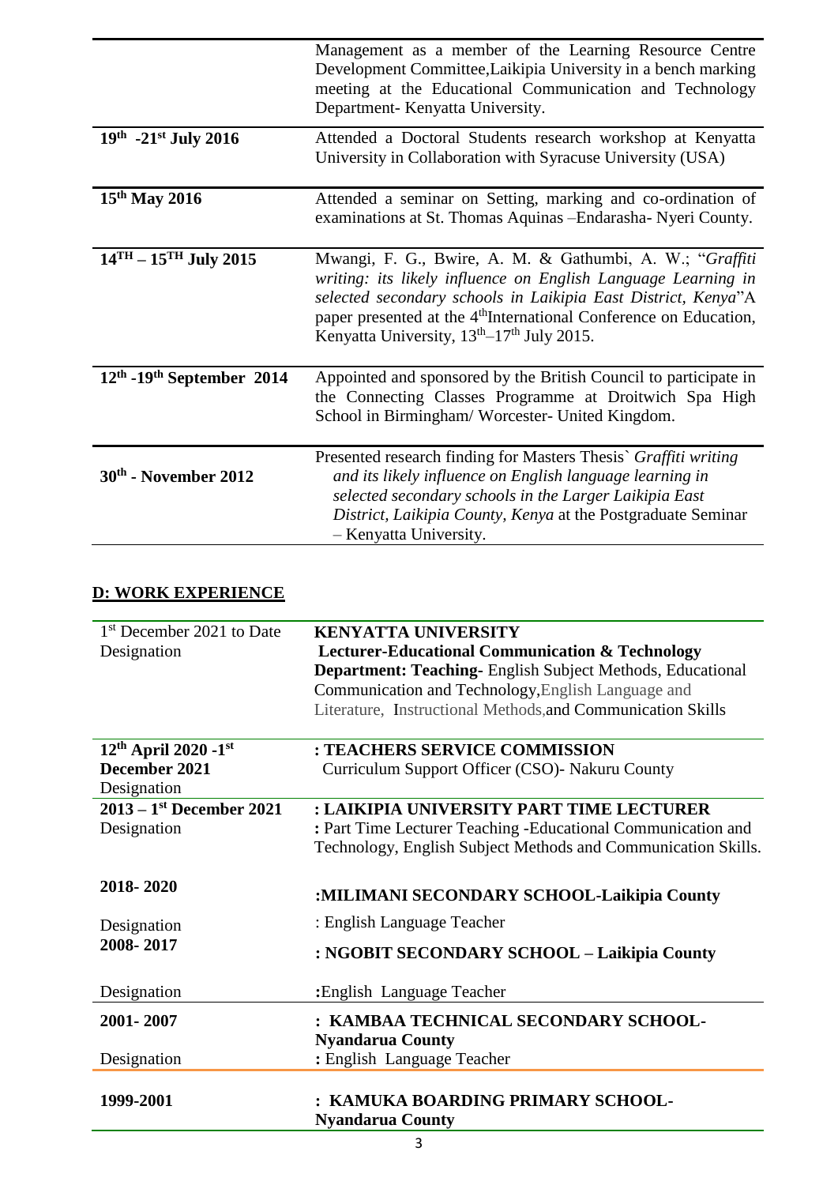| | |
|---|---|
| | Management as a member of the Learning Resource Centre Development Committee,Laikipia University in a bench marking meeting at the Educational Communication and Technology Department- Kenyatta University. |
| **19th -21st July 2016** | Attended a Doctoral Students research workshop at Kenyatta University in Collaboration with Syracuse University (USA) |
| **15th May 2016** | Attended a seminar on Setting, marking and co-ordination of examinations at St. Thomas Aquinas –Endarasha- Nyeri County. |
| **14TH – 15TH July 2015** | Mwangi, F. G., Bwire, A. M. & Gathumbi, A. W.; "*Graffiti writing: its likely influence on English Language Learning in selected secondary schools in Laikipia East District, Kenya*"A paper presented at the 4thInternational Conference on Education, Kenyatta University, 13th–17th July 2015. |
| **12th -19th September 2014** | Appointed and sponsored by the British Council to participate in the Connecting Classes Programme at Droitwich Spa High School in Birmingham/ Worcester- United Kingdom. |
| **30th - November 2012** | Presented research finding for Masters Thesis` *Graffiti writing and its likely influence on English language learning in selected secondary schools in the Larger Laikipia East District, Laikipia County, Kenya* at the Postgraduate Seminar – Kenyatta University. |

## D: WORK EXPERIENCE

| | |
|---|---|
| 1st December 2021 to Date<br>Designation | **KENYATTA UNIVERSITY**<br>**Lecturer-Educational Communication & Technology**<br>**Department: Teaching-** English Subject Methods, Educational Communication and Technology,English Language and Literature, Instructional Methods,and Communication Skills |
| **12th April 2020 -1st December 2021**<br>Designation | **: TEACHERS SERVICE COMMISSION**<br>Curriculum Support Officer (CSO)- Nakuru County |
| **2013 – 1st December 2021**<br>Designation | **: LAIKIPIA UNIVERSITY PART TIME LECTURER**<br>**:** Part Time Lecturer Teaching -Educational Communication and Technology, English Subject Methods and Communication Skills. |
| **2018- 2020**<br>Designation | **:MILIMANI SECONDARY SCHOOL-Laikipia County**<br>: English Language Teacher |
| **2008- 2017**<br>Designation | **: NGOBIT SECONDARY SCHOOL – Laikipia County**<br>**:**English Language Teacher |
| **2001- 2007**<br>Designation | **: KAMBAA TECHNICAL SECONDARY SCHOOL- Nyandarua County**<br>**:** English Language Teacher |
| **1999-2001** | **: KAMUKA BOARDING PRIMARY SCHOOL- Nyandarua County** |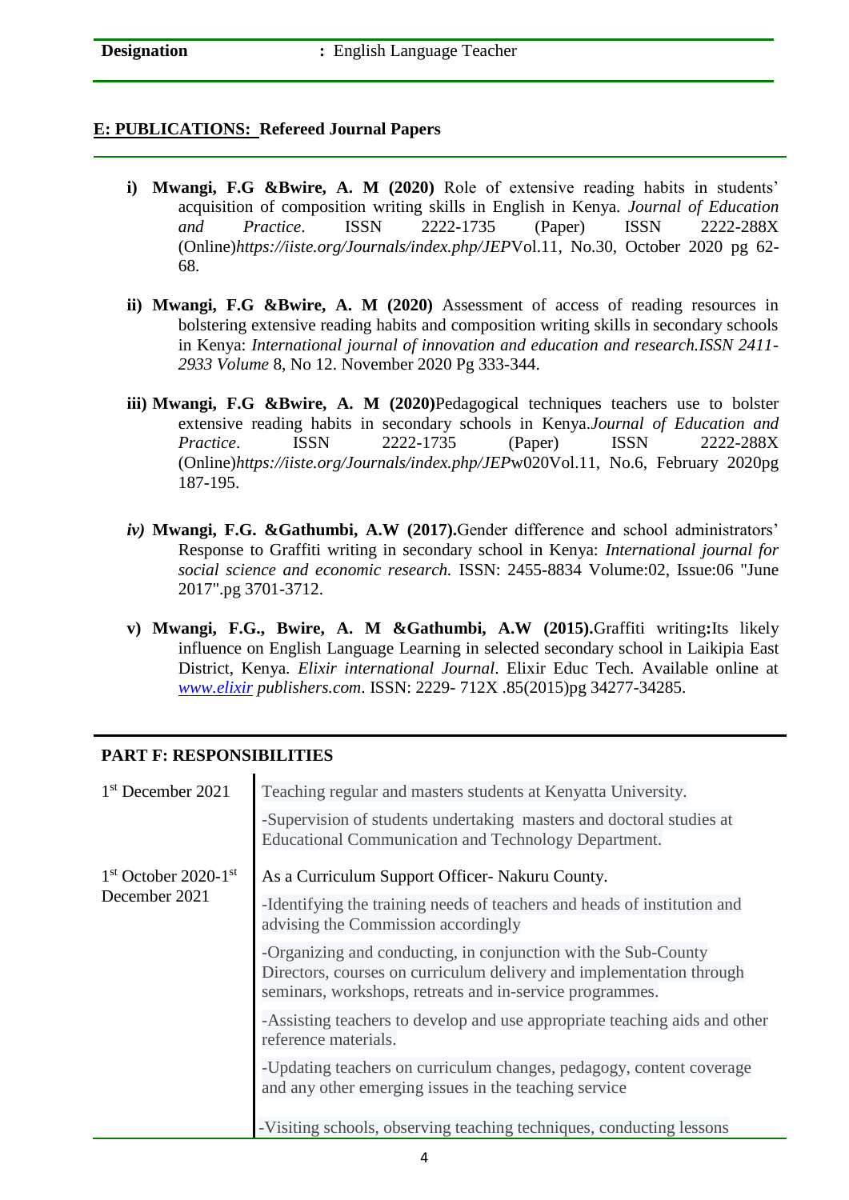| **Designation** | **:** English Language Teacher |
|---|---|

## E: PUBLICATIONS: Refereed Journal Papers

i) **Mwangi, F.G &Bwire, A. M (2020)** Role of extensive reading habits in students' acquisition of composition writing skills in English in Kenya. *Journal of Education and Practice*. ISSN 2222-1735 (Paper) ISSN 2222-288X (Online)*https://iiste.org/Journals/index.php/JEP*Vol.11, No.30, October 2020 pg 62-68.

ii) **Mwangi, F.G &Bwire, A. M (2020)** Assessment of access of reading resources in bolstering extensive reading habits and composition writing skills in secondary schools in Kenya: *International journal of innovation and education and research.ISSN 2411-2933 Volume* 8, No 12. November 2020 Pg 333-344.

iii) **Mwangi, F.G &Bwire, A. M (2020)**Pedagogical techniques teachers use to bolster extensive reading habits in secondary schools in Kenya.*Journal of Education and Practice*. ISSN 2222-1735 (Paper) ISSN 2222-288X (Online)*https://iiste.org/Journals/index.php/JEP*w020Vol.11, No.6, February 2020pg 187-195.

*iv)* **Mwangi, F.G. &Gathumbi, A.W (2017).**Gender difference and school administrators' Response to Graffiti writing in secondary school in Kenya: *International journal for social science and economic research.* ISSN: 2455-8834 Volume:02, Issue:06 "June 2017".pg 3701-3712.

v) **Mwangi, F.G., Bwire, A. M &Gathumbi, A.W (2015).**Graffiti writing**:**Its likely influence on English Language Learning in selected secondary school in Laikipia East District, Kenya. *Elixir international Journal*. Elixir Educ Tech. Available online at *www.elixir publishers.com*. ISSN: 2229- 712X .85(2015)pg 34277-34285.

## PART F: RESPONSIBILITIES

| | |
|---|---|
| 1st December 2021 | Teaching regular and masters students at Kenyatta University.<br>-Supervision of students undertaking masters and doctoral studies at Educational Communication and Technology Department. |
| 1st October 2020-1st December 2021 | As a Curriculum Support Officer- Nakuru County.<br>-Identifying the training needs of teachers and heads of institution and advising the Commission accordingly<br>-Organizing and conducting, in conjunction with the Sub-County Directors, courses on curriculum delivery and implementation through seminars, workshops, retreats and in-service programmes.<br>-Assisting teachers to develop and use appropriate teaching aids and other reference materials.<br>-Updating teachers on curriculum changes, pedagogy, content coverage and any other emerging issues in the teaching service<br>-Visiting schools, observing teaching techniques, conducting lessons |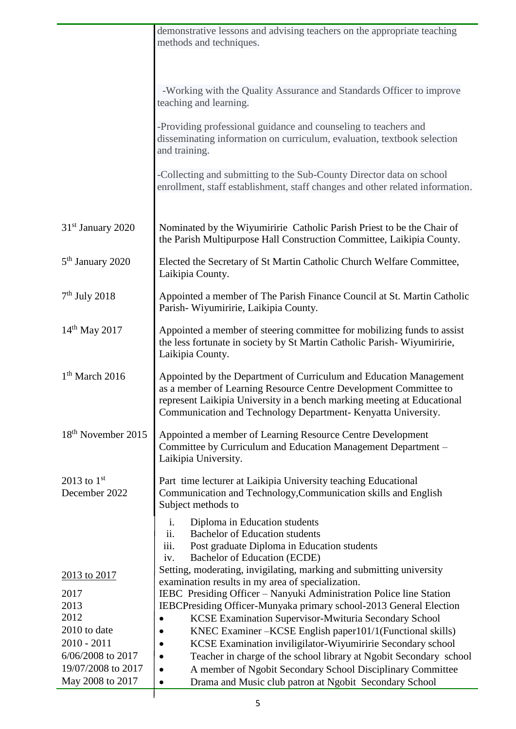| | |
|---|---|
| | demonstrative lessons and advising teachers on the appropriate teaching methods and techniques.<br><br>-Working with the Quality Assurance and Standards Officer to improve teaching and learning.<br><br>-Providing professional guidance and counseling to teachers and disseminating information on curriculum, evaluation, textbook selection and training.<br><br>-Collecting and submitting to the Sub-County Director data on school enrollment, staff establishment, staff changes and other related information. |
| 31st January 2020 | Nominated by the Wiyumiririe Catholic Parish Priest to be the Chair of the Parish Multipurpose Hall Construction Committee, Laikipia County. |
| 5th January 2020 | Elected the Secretary of St Martin Catholic Church Welfare Committee, Laikipia County. |
| 7th July 2018 | Appointed a member of The Parish Finance Council at St. Martin Catholic Parish- Wiyumiririe, Laikipia County. |
| 14th May 2017 | Appointed a member of steering committee for mobilizing funds to assist the less fortunate in society by St Martin Catholic Parish- Wiyumiririe, Laikipia County. |
| 1th March 2016 | Appointed by the Department of Curriculum and Education Management as a member of Learning Resource Centre Development Committee to represent Laikipia University in a bench marking meeting at Educational Communication and Technology Department- Kenyatta University. |
| 18th November 2015 | Appointed a member of Learning Resource Centre Development Committee by Curriculum and Education Management Department – Laikipia University. |
| 2013 to 1st December 2022 | Part time lecturer at Laikipia University teaching Educational Communication and Technology,Communication skills and English Subject methods to<br>i. Diploma in Education students<br>ii. Bachelor of Education students<br>iii. Post graduate Diploma in Education students<br>iv. Bachelor of Education (ECDE) |
| 2013 to 2017 | Setting, moderating, invigilating, marking and submitting university examination results in my area of specialization. |
| 2017 | IEBC Presiding Officer – Nanyuki Administration Police line Station |
| 2013 | IEBCPresiding Officer-Munyaka primary school-2013 General Election |
| 2012 | • KCSE Examination Supervisor-Mwituria Secondary School |
| 2010 to date | • KNEC Examiner –KCSE English paper101/1(Functional skills) |
| 2010 - 2011 | • KCSE Examination inviligilator-Wiyumiririe Secondary school |
| 6/06/2008 to 2017 | • Teacher in charge of the school library at Ngobit Secondary school |
| 19/07/2008 to 2017 | • A member of Ngobit Secondary School Disciplinary Committee |
| May 2008 to 2017 | • Drama and Music club patron at Ngobit Secondary School |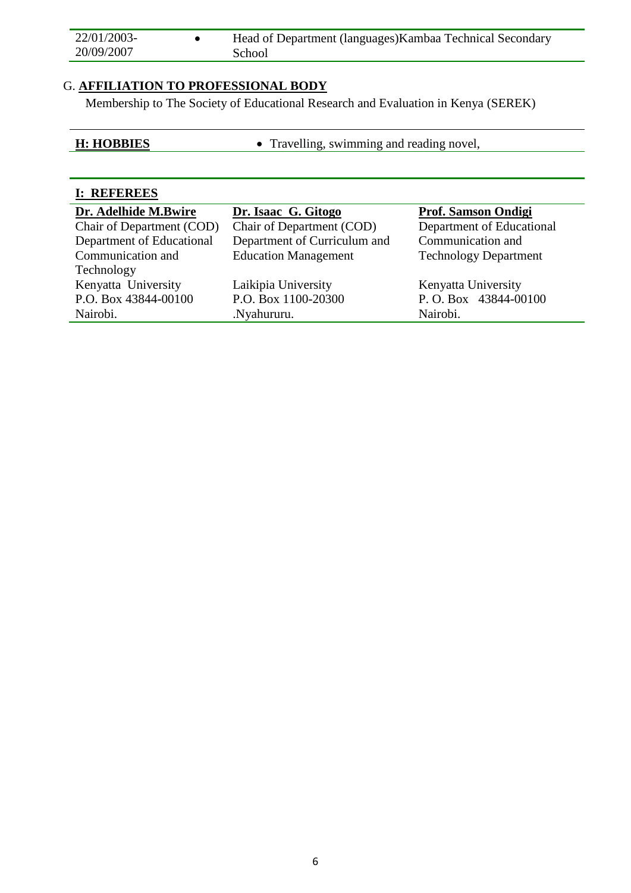| | | |
|---|---|---|
| 22/01/2003-20/09/2007 | • | Head of Department (languages)Kambaa Technical Secondary School |

G. **AFFILIATION TO PROFESSIONAL BODY**

Membership to The Society of Educational Research and Evaluation in Kenya (SEREK)

| | |
|---|---|
| **H: HOBBIES** | • Travelling, swimming and reading novel, |

**I: REFEREES**

| **Dr. Adelhide M.Bwire** | **Dr. Isaac G. Gitogo** | **Prof. Samson Ondigi** |
|---|---|---|
| Chair of Department (COD) | Chair of Department (COD) | Department of Educational |
| Department of Educational | Department of Curriculum and | Communication and |
| Communication and Technology | Education Management | Technology Department |
| Kenyatta University | Laikipia University | Kenyatta University |
| P.O. Box 43844-00100 | P.O. Box 1100-20300 | P. O. Box 43844-00100 |
| Nairobi. | .Nyahururu. | Nairobi. |